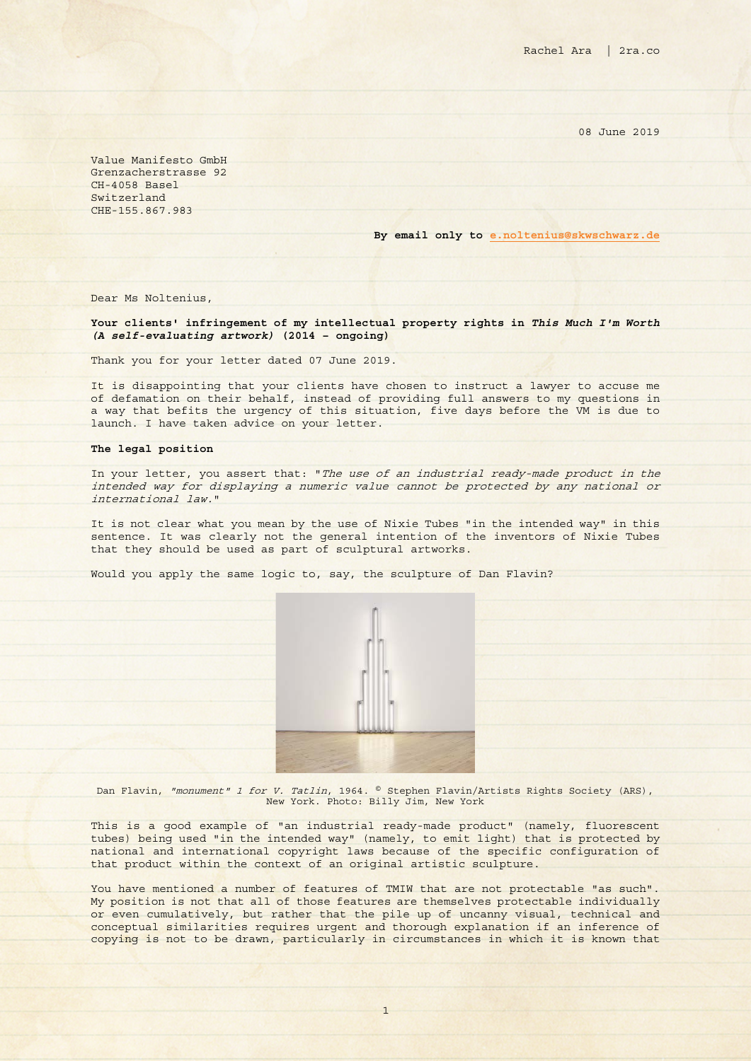Rachel Ara | 2ra.co

08 June 2019

Value Manifesto GmbH
Grenzacherstrasse 92
CH-4058 Basel
Switzerland
CHE-155.867.983

**By email only to e.noltenius@skwschwarz.de**

Dear Ms Noltenius,

**Your clients' infringement of my intellectual property rights in *This Much I'm Worth (A self-evaluating artwork)* (2014 – ongoing)**

Thank you for your letter dated 07 June 2019.

It is disappointing that your clients have chosen to instruct a lawyer to accuse me of defamation on their behalf, instead of providing full answers to my questions in a way that befits the urgency of this situation, five days before the VM is due to launch. I have taken advice on your letter.

**The legal position**

In your letter, you assert that: "*The use of an industrial ready-made product in the intended way for displaying a numeric value cannot be protected by any national or international law.*"

It is not clear what you mean by the use of Nixie Tubes "in the intended way" in this sentence. It was clearly not the general intention of the inventors of Nixie Tubes that they should be used as part of sculptural artworks.

Would you apply the same logic to, say, the sculpture of Dan Flavin?

Dan Flavin, *"monument" 1 for V. Tatlin*, 1964. © Stephen Flavin/Artists Rights Society (ARS), New York. Photo: Billy Jim, New York

This is a good example of "an industrial ready-made product" (namely, fluorescent tubes) being used "in the intended way" (namely, to emit light) that is protected by national and international copyright laws because of the specific configuration of that product within the context of an original artistic sculpture.

You have mentioned a number of features of TMIW that are not protectable "as such". My position is not that all of those features are themselves protectable individually or even cumulatively, but rather that the pile up of uncanny visual, technical and conceptual similarities requires urgent and thorough explanation if an inference of copying is not to be drawn, particularly in circumstances in which it is known that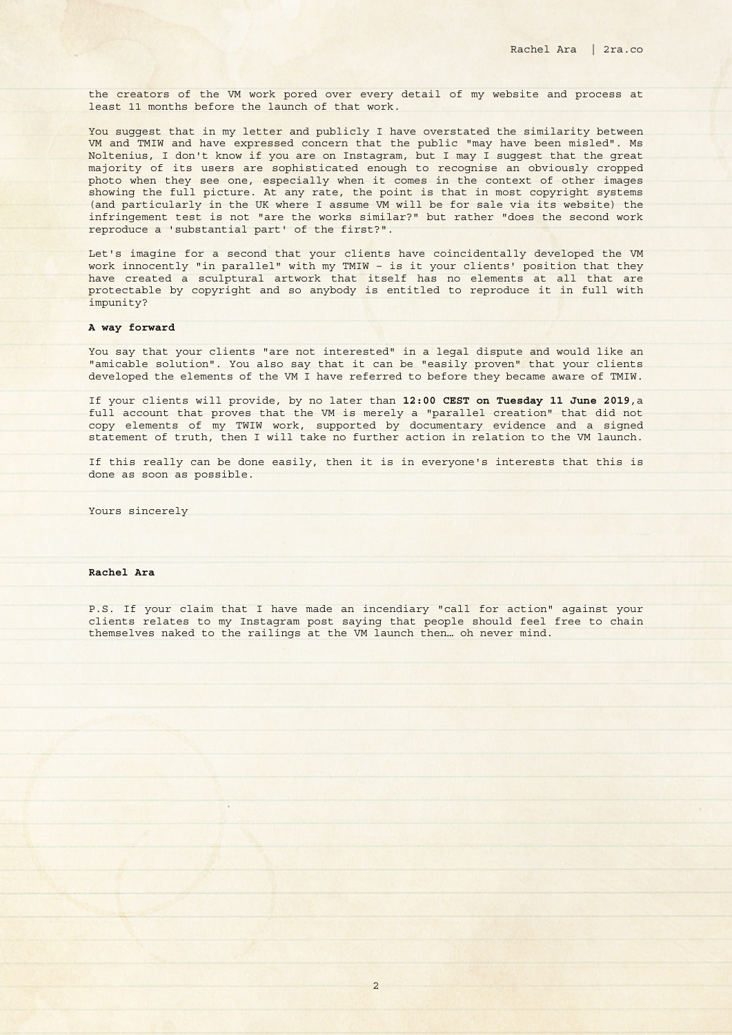the creators of the VM work pored over every detail of my website and process at least 11 months before the launch of that work.

You suggest that in my letter and publicly I have overstated the similarity between VM and TMIW and have expressed concern that the public "may have been misled". Ms Noltenius, I don't know if you are on Instagram, but I may I suggest that the great majority of its users are sophisticated enough to recognise an obviously cropped photo when they see one, especially when it comes in the context of other images showing the full picture. At any rate, the point is that in most copyright systems (and particularly in the UK where I assume VM will be for sale via its website) the infringement test is not "are the works similar?" but rather "does the second work reproduce a 'substantial part' of the first?".

Let's imagine for a second that your clients have coincidentally developed the VM work innocently "in parallel" with my TMIW – is it your clients' position that they have created a sculptural artwork that itself has no elements at all that are protectable by copyright and so anybody is entitled to reproduce it in full with impunity?

**A way forward**

You say that your clients "are not interested" in a legal dispute and would like an "amicable solution". You also say that it can be "easily proven" that your clients developed the elements of the VM I have referred to before they became aware of TMIW.

If your clients will provide, by no later than **12:00 CEST on Tuesday 11 June 2019**,a full account that proves that the VM is merely a "parallel creation" that did not copy elements of my TWIW work, supported by documentary evidence and a signed statement of truth, then I will take no further action in relation to the VM launch.

If this really can be done easily, then it is in everyone's interests that this is done as soon as possible.

Yours sincerely

**Rachel Ara**

P.S. If your claim that I have made an incendiary "call for action" against your clients relates to my Instagram post saying that people should feel free to chain themselves naked to the railings at the VM launch then… oh never mind.